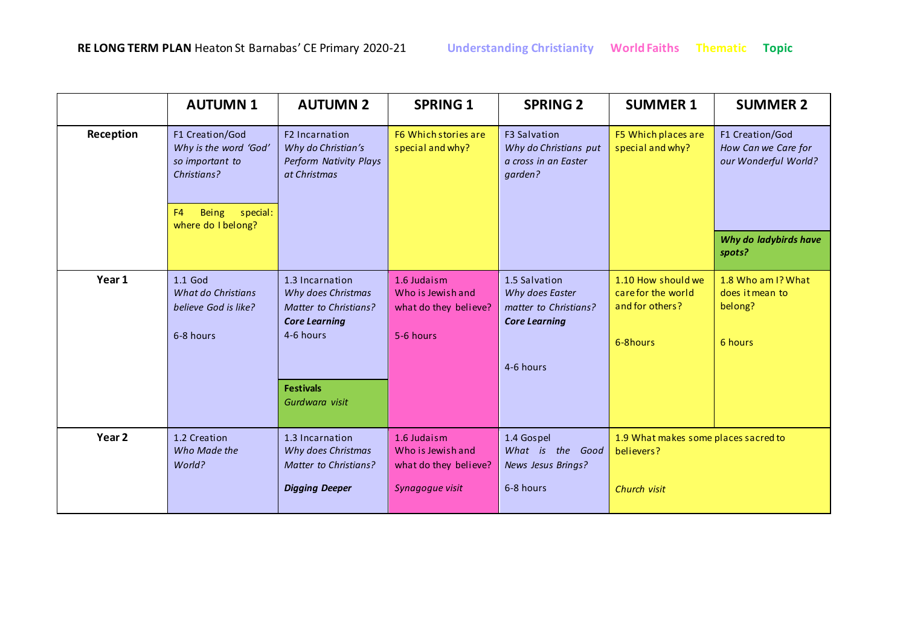**RE LONG TERM PLAN** Heaton St Barnabas' CE Primary 2020-21 Understanding Christianity World Faiths Thematic Topic

| | AUTUMN 1 | AUTUMN 2 | SPRING 1 | SPRING 2 | SUMMER 1 | SUMMER 2 |
|---|---|---|---|---|---|---|
| **Reception** | F1 Creation/God *Why is the word 'God' so important to Christians?*<br><br>F4 Being special: where do I belong? | F2 Incarnation *Why do Christian's Perform Nativity Plays at Christmas* | F6 Which stories are special and why? | F3 Salvation *Why do Christians put a cross in an Easter garden?* | F5 Which places are special and why? | F1 Creation/God *How Can we Care for our Wonderful World?*<br><br>***Why do ladybirds have spots?*** |
| **Year 1** | 1.1 God *What do Christians believe God is like?*<br><br>6-8 hours | 1.3 Incarnation *Why does Christmas Matter to Christians?* ***Core Learning*** 4-6 hours<br><br>**Festivals** *Gurdwara visit* | 1.6 Judaism Who is Jewish and what do they believe?<br><br>5-6 hours | 1.5 Salvation *Why does Easter matter to Christians?* ***Core Learning***<br><br>4-6 hours | 1.10 How should we care for the world and for others?<br><br>6-8hours | 1.8 Who am I? What does it mean to belong?<br><br>6 hours |
| **Year 2** | 1.2 Creation *Who Made the World?* | 1.3 Incarnation *Why does Christmas Matter to Christians?*<br><br>***Digging Deeper*** | 1.6 Judaism Who is Jewish and what do they believe?<br><br>*Synagogue visit* | 1.4 Gospel *What is the Good News Jesus Brings?*<br><br>6-8 hours | 1.9 What makes some places sacred to believers?<br><br>*Church visit* | |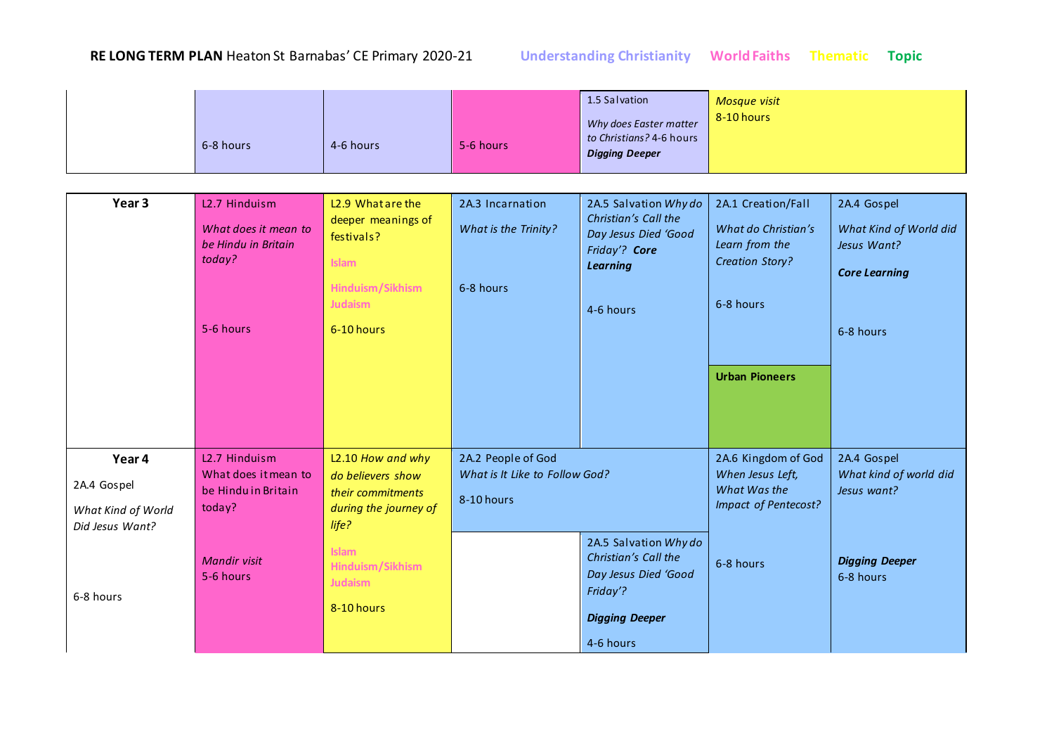**RE LONG TERM PLAN** Heaton St Barnabas' CE Primary 2020-21 — Understanding Christianity | World Faiths | Thematic | Topic

| | | | | | | |
|---|---|---|---|---|---|---|
| | 6-8 hours | 4-6 hours | 5-6 hours | 1.5 Salvation *Why does Easter matter to Christians?* 4-6 hours ***Digging Deeper*** | *Mosque visit* 8-10 hours | |

| | | | | | | |
|---|---|---|---|---|---|---|
| **Year 3** | L2.7 Hinduism *What does it mean to be Hindu in Britain today?* 5-6 hours | L2.9 What are the deeper meanings of festivals? Islam Hinduism/Sikhism Judaism 6-10 hours | 2A.3 Incarnation *What is the Trinity?* 6-8 hours | 2A.5 Salvation *Why do Christian's Call the Day Jesus Died 'Good Friday'?* ***Core Learning*** 4-6 hours | 2A.1 Creation/Fall *What do Christian's Learn from the Creation Story?* 6-8 hours **Urban Pioneers** | 2A.4 Gospel *What Kind of World did Jesus Want?* ***Core Learning*** 6-8 hours |
| **Year 4** 2A.4 Gospel *What Kind of World Did Jesus Want?* 6-8 hours | L2.7 Hinduism What does it mean to be Hindu in Britain today? *Mandir visit* 5-6 hours | L2.10 *How and why do believers show their commitments during the journey of life?* Islam Hinduism/Sikhism Judaism 8-10 hours | 2A.2 People of God *What is It Like to Follow God?* 8-10 hours | 2A.5 Salvation *Why do Christian's Call the Day Jesus Died 'Good Friday'?* ***Digging Deeper*** 4-6 hours | 2A.6 Kingdom of God *When Jesus Left, What Was the Impact of Pentecost?* 6-8 hours | 2A.4 Gospel *What kind of world did Jesus want?* ***Digging Deeper*** 6-8 hours |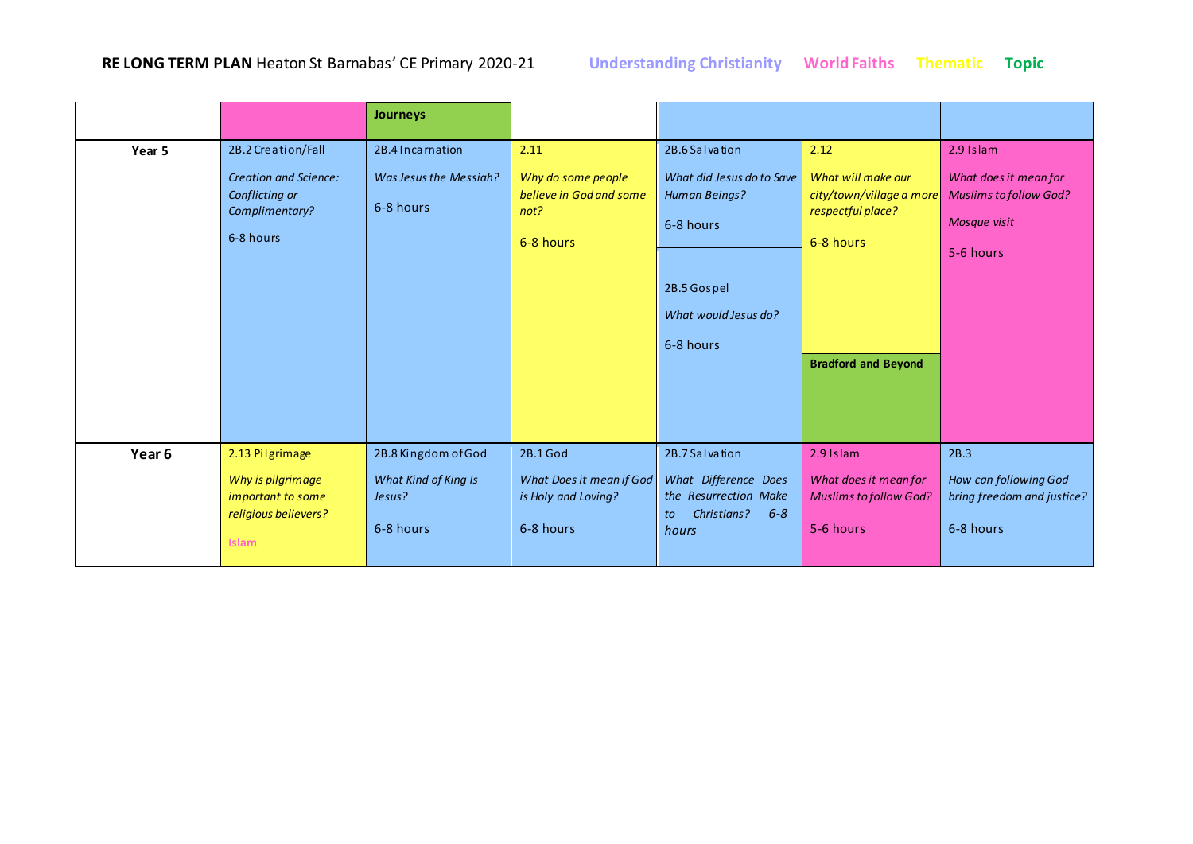**RE LONG TERM PLAN** Heaton St Barnabas' CE Primary 2020-21 Understanding Christianity World Faiths Thematic Topic

| | | | | | | |
|---|---|---|---|---|---|---|
| | | **Journeys** | | | | |
| **Year 5** | 2B.2 Creation/Fall<br>*Creation and Science: Conflicting or Complimentary?*<br>6-8 hours | 2B.4 Incarnation<br>*Was Jesus the Messiah?*<br>6-8 hours | 2.11<br>*Why do some people believe in God and some not?*<br>6-8 hours | 2B.6 Salvation<br>*What did Jesus do to Save Human Beings?*<br>6-8 hours<br><br>2B.5 Gospel<br>*What would Jesus do?*<br>6-8 hours | 2.12<br>*What will make our city/town/village a more respectful place?*<br>6-8 hours<br><br>**Bradford and Beyond** | 2.9 Islam<br>*What does it mean for Muslims to follow God?*<br>*Mosque visit*<br>5-6 hours |
| **Year 6** | 2.13 Pilgrimage<br>*Why is pilgrimage important to some religious believers?*<br>**Islam** | 2B.8 Kingdom of God<br>*What Kind of King Is Jesus?*<br>6-8 hours | 2B.1 God<br>*What Does it mean if God is Holy and Loving?*<br>6-8 hours | 2B.7 Salvation<br>*What Difference Does the Resurrection Make to Christians? 6-8 hours* | 2.9 Islam<br>*What does it mean for Muslims to follow God?*<br>5-6 hours | 2B.3<br>*How can following God bring freedom and justice?*<br>6-8 hours |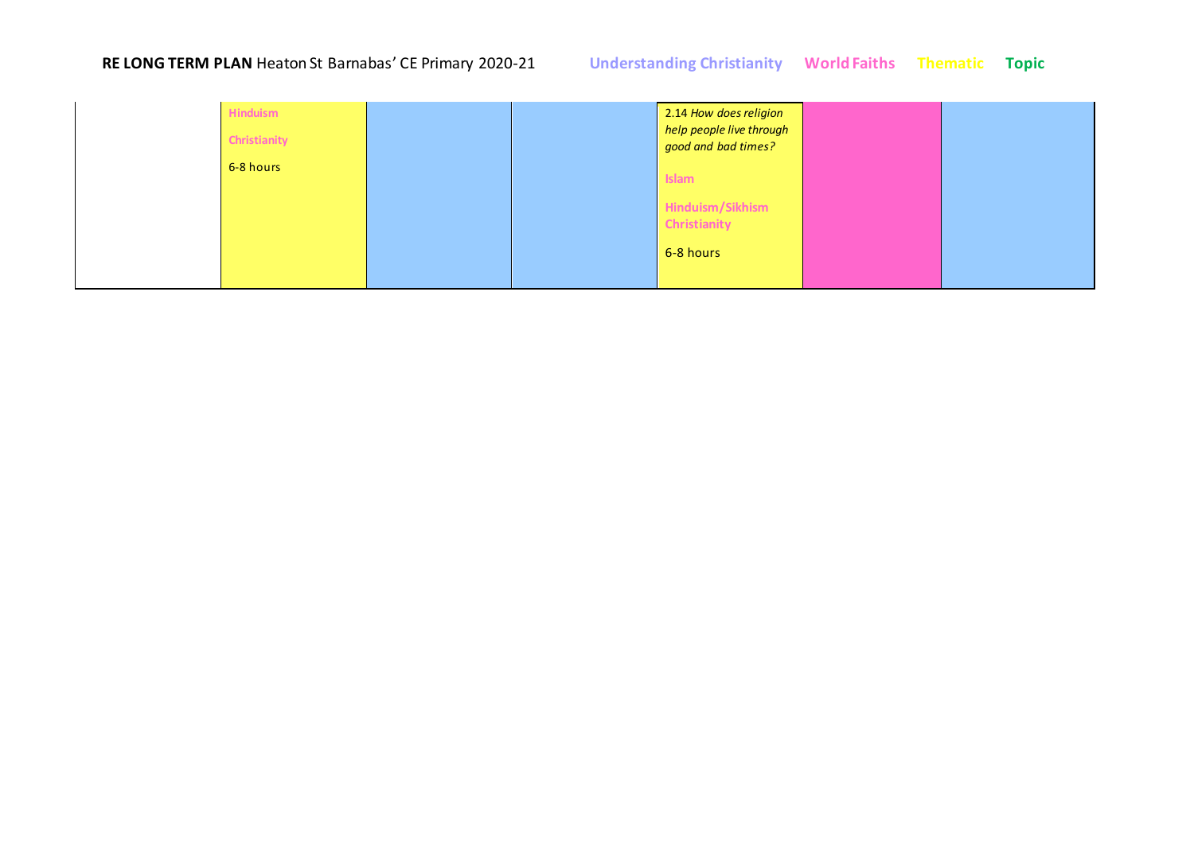**RE LONG TERM PLAN** Heaton St Barnabas' CE Primary 2020-21 **Understanding Christianity** **World Faiths** **Thematic** **Topic**

| | | | | | | |
|---|---|---|---|---|---|---|
| | **Hinduism**<br>**Christianity**<br>6-8 hours | | | 2.14 *How does religion help people live through good and bad times?*<br>**Islam**<br>**Hinduism/Sikhism Christianity**<br>6-8 hours | | |